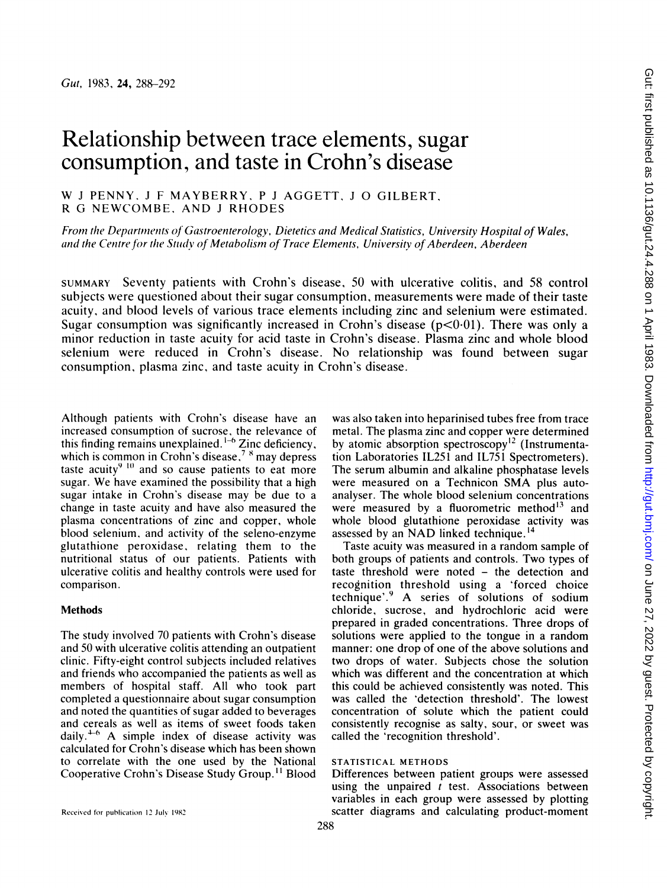# Relationship between trace elements, sugar consumption, and taste in Crohn's disease

W J PENNY, J F MAYBERRY, P J AGGETT, J O GILBERT, R G NEWCOMBE, AND J RHODES

*From the Departments of Gastroenterology, Dietetics and Medical Statistics, University Hospital of Wales, and the Centre for the Study of Metabolism of Trace Elements, University of Aberdeen, Aberdeen*

SUMMARY Seventy patients with Crohn's disease, 50 with ulcerative colitis, and 58 control subjects were questioned about their sugar consumption, measurements were made of their taste acuity, and blood levels of various trace elements including zinc and selenium were estimated. Sugar consumption was significantly increased in Crohn's disease ($p<0.01$). There was only a minor reduction in taste acuity for acid taste in Crohn's disease. Plasma zinc and whole blood selenium were reduced in Crohn's disease. No relationship was found between sugar consumption, plasma zinc, and taste acuity in Crohn's disease.

Although patients with Crohn's disease have an increased consumption of sucrose, the relevance of this finding remains unexplained.[1-6] Zinc deficiency, which is common in Crohn's disease,[7,8] may depress taste acuity[9,10] and so cause patients to eat more sugar. We have examined the possibility that a high sugar intake in Crohn's disease may be due to a change in taste acuity and have also measured the plasma concentrations of zinc and copper, whole blood selenium, and activity of the seleno-enzyme glutathione peroxidase, relating them to the nutritional status of our patients. Patients with ulcerative colitis and healthy controls were used for comparison.

## Methods

The study involved 70 patients with Crohn's disease and 50 with ulcerative colitis attending an outpatient clinic. Fifty-eight control subjects included relatives and friends who accompanied the patients as well as members of hospital staff. All who took part completed a questionnaire about sugar consumption and noted the quantities of sugar added to beverages and cereals as well as items of sweet foods taken daily.[4-6] A simple index of disease activity was calculated for Crohn's disease which has been shown to correlate with the one used by the National Cooperative Crohn's Disease Study Group.[11] Blood was also taken into heparinised tubes free from trace metal. The plasma zinc and copper were determined by atomic absorption spectroscopy[12] (Instrumentation Laboratories IL251 and IL751 Spectrometers). The serum albumin and alkaline phosphatase levels were measured on a Technicon SMA plus autoanalyser. The whole blood selenium concentrations were measured by a fluorometric method[13] and whole blood glutathione peroxidase activity was assessed by an NAD linked technique.[14]

Taste acuity was measured in a random sample of both groups of patients and controls. Two types of taste threshold were noted – the detection and recognition threshold using a 'forced choice technique'.[9] A series of solutions of sodium chloride, sucrose, and hydrochloric acid were prepared in graded concentrations. Three drops of solutions were applied to the tongue in a random manner: one drop of one of the above solutions and two drops of water. Subjects chose the solution which was different and the concentration at which this could be achieved consistently was noted. This was called the 'detection threshold'. The lowest concentration of solute which the patient could consistently recognise as salty, sour, or sweet was called the 'recognition threshold'.

### STATISTICAL METHODS

Differences between patient groups were assessed using the unpaired $t$ test. Associations between variables in each group were assessed by plotting scatter diagrams and calculating product-moment

Received for publication 12 July 1982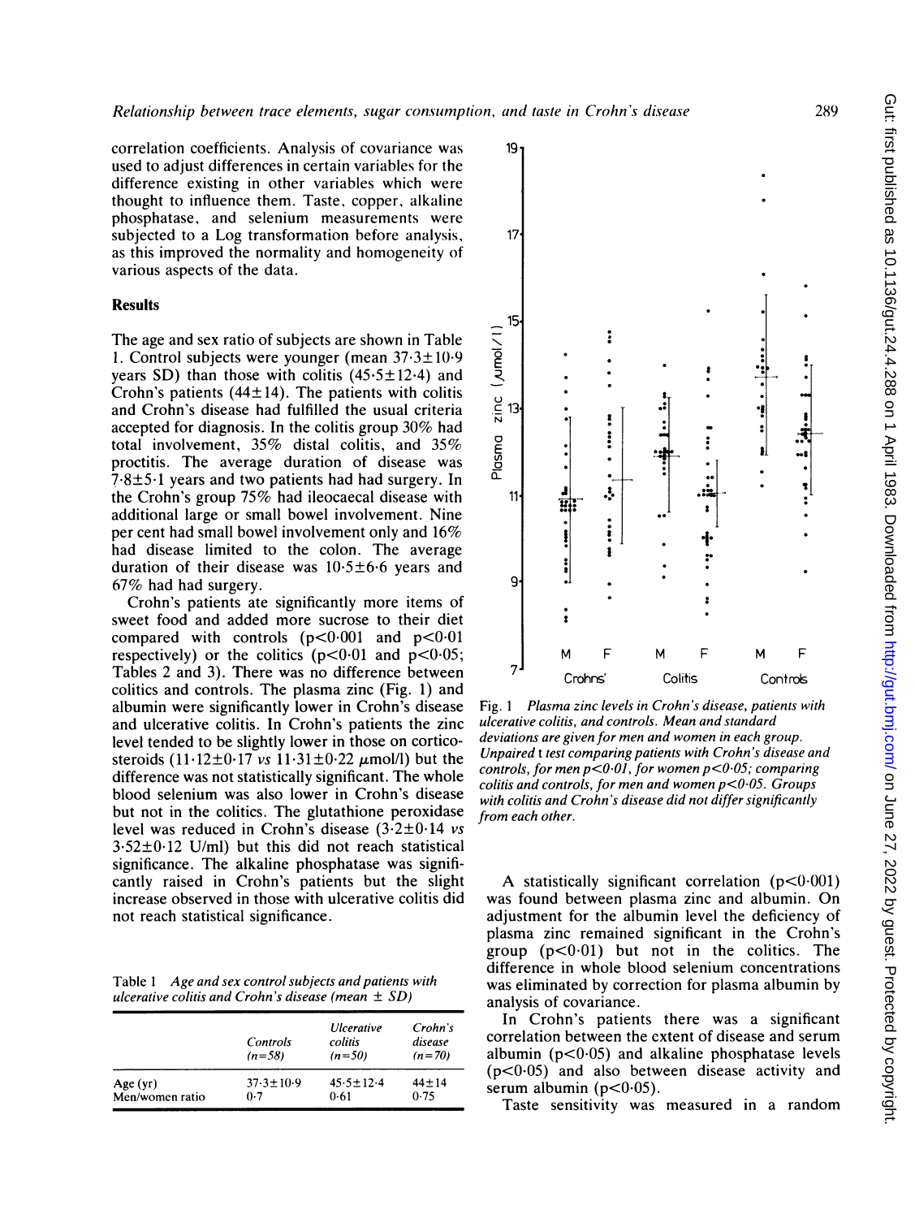correlation coefficients. Analysis of covariance was used to adjust differences in certain variables for the difference existing in other variables which were thought to influence them. Taste, copper, alkaline phosphatase, and selenium measurements were subjected to a Log transformation before analysis, as this improved the normality and homogeneity of various aspects of the data.

## Results

The age and sex ratio of subjects are shown in Table 1. Control subjects were younger (mean 37·3±10·9 years SD) than those with colitis (45·5±12·4) and Crohn's patients (44±14). The patients with colitis and Crohn's disease had fulfilled the usual criteria accepted for diagnosis. In the colitis group 30% had total involvement, 35% distal colitis, and 35% proctitis. The average duration of disease was 7·8±5·1 years and two patients had had surgery. In the Crohn's group 75% had ileocaecal disease with additional large or small bowel involvement. Nine per cent had small bowel involvement only and 16% had disease limited to the colon. The average duration of their disease was 10·5±6·6 years and 67% had had surgery.

Crohn's patients ate significantly more items of sweet food and added more sucrose to their diet compared with controls ($p<0.001$ and $p<0.01$ respectively) or the colitics ($p<0.01$ and $p<0.05$; Tables 2 and 3). There was no difference between colitics and controls. The plasma zinc (Fig. 1) and albumin were significantly lower in Crohn's disease and ulcerative colitis. In Crohn's patients the zinc level tended to be slightly lower in those on corticosteroids (11·12±0·17 *vs* 11·31±0·22 µmol/l) but the difference was not statistically significant. The whole blood selenium was also lower in Crohn's disease but not in the colitics. The glutathione peroxidase level was reduced in Crohn's disease (3·2±0·14 *vs* 3·52±0·12 U/ml) but this did not reach statistical significance. The alkaline phosphatase was significantly raised in Crohn's patients but the slight increase observed in those with ulcerative colitis did not reach statistical significance.

Table 1 *Age and sex control subjects and patients with ulcerative colitis and Crohn's disease (mean ± SD)*

| | Controls (n=58) | Ulcerative colitis (n=50) | Crohn's disease (n=70) |
|---|---|---|---|
| Age (yr) | 37·3±10·9 | 45·5±12·4 | 44±14 |
| Men/women ratio | 0·7 | 0·61 | 0·75 |

Fig. 1 *Plasma zinc levels in Crohn's disease, patients with ulcerative colitis, and controls. Mean and standard deviations are given for men and women in each group. Unpaired* t *test comparing patients with Crohn's disease and controls, for men $p<0.01$, for women $p<0.05$; comparing colitis and controls, for men and women $p<0.05$. Groups with colitis and Crohn's disease did not differ significantly from each other.*

A statistically significant correlation ($p<0.001$) was found between plasma zinc and albumin. On adjustment for the albumin level the deficiency of plasma zinc remained significant in the Crohn's group ($p<0.01$) but not in the colitics. The difference in whole blood selenium concentrations was eliminated by correction for plasma albumin by analysis of covariance.

In Crohn's patients there was a significant correlation between the extent of disease and serum albumin ($p<0.05$) and alkaline phosphatase levels ($p<0.05$) and also between disease activity and serum albumin ($p<0.05$).

Taste sensitivity was measured in a random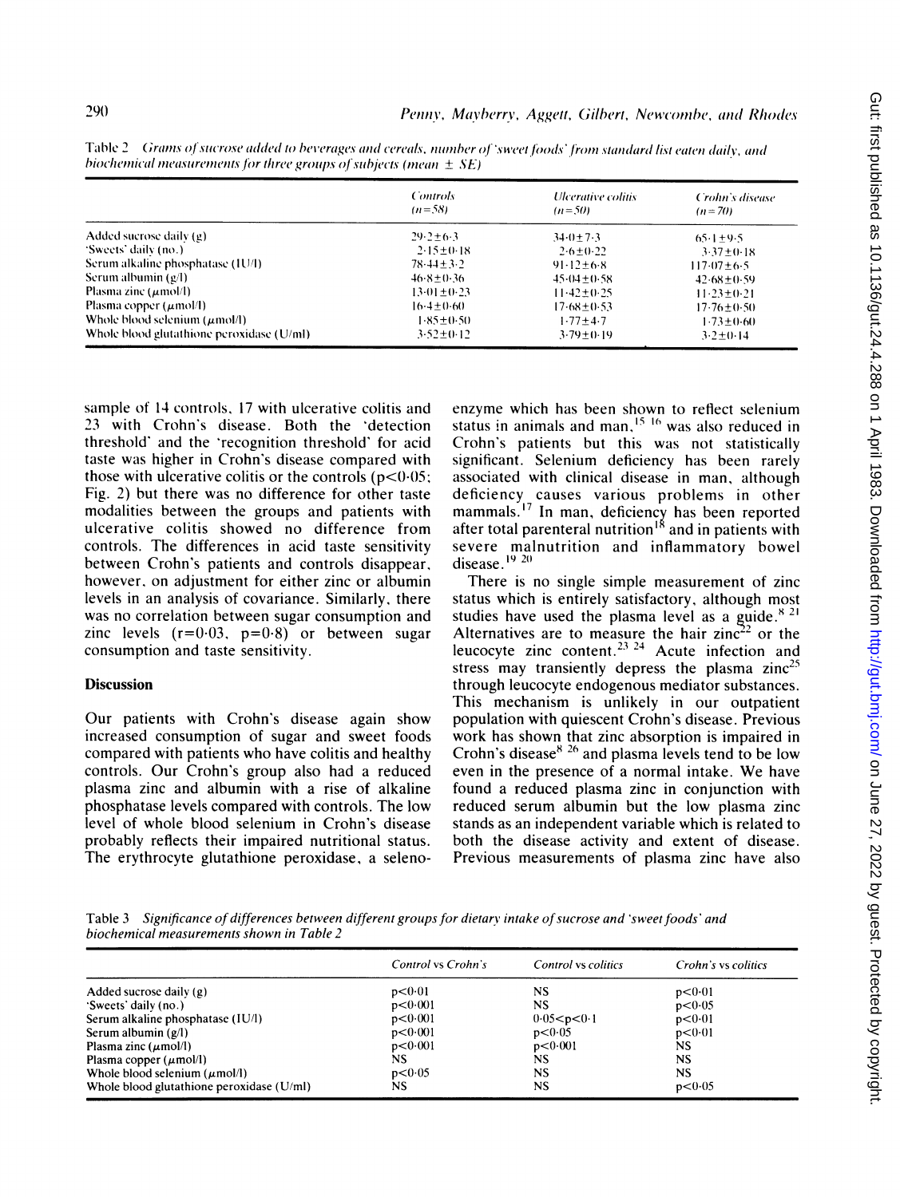Table 2 *Grams of sucrose added to beverages and cereals, number of 'sweet foods' from standard list eaten daily, and biochemical measurements for three groups of subjects (mean ± SE)*

| | *Controls* (n=58) | *Ulcerative colitis* (n=50) | *Crohn's disease* (n=70) |
|---|---|---|---|
| Added sucrose daily (g) | 29·2±6·3 | 34·0±7·3 | 65·1±9·5 |
| 'Sweets' daily (no.) | 2·15±0·18 | 2·6±0·22 | 3·37±0·18 |
| Serum alkaline phosphatase (IU/l) | 78·44±3·2 | 91·12±6·8 | 117·07±6·5 |
| Serum albumin (g/l) | 46·8±0·36 | 45·04±0·58 | 42·68±0·59 |
| Plasma zinc (μmol/l) | 13·01±0·23 | 11·42±0·25 | 11·23±0·21 |
| Plasma copper (μmol/l) | 16·4±0·60 | 17·68±0·53 | 17·76±0·50 |
| Whole blood selenium (μmol/l) | 1·85±0·50 | 1·77±4·7 | 1·73±0·60 |
| Whole blood glutathione peroxidase (U/ml) | 3·52±0·12 | 3·79±0·19 | 3·2±0·14 |

sample of 14 controls, 17 with ulcerative colitis and 23 with Crohn's disease. Both the 'detection threshold' and the 'recognition threshold' for acid taste was higher in Crohn's disease compared with those with ulcerative colitis or the controls ($p<0·05$; Fig. 2) but there was no difference for other taste modalities between the groups and patients with ulcerative colitis showed no difference from controls. The differences in acid taste sensitivity between Crohn's patients and controls disappear, however, on adjustment for either zinc or albumin levels in an analysis of covariance. Similarly, there was no correlation between sugar consumption and zinc levels ($r=0·03$, $p=0·8$) or between sugar consumption and taste sensitivity.

## Discussion

Our patients with Crohn's disease again show increased consumption of sugar and sweet foods compared with patients who have colitis and healthy controls. Our Crohn's group also had a reduced plasma zinc and albumin with a rise of alkaline phosphatase levels compared with controls. The low level of whole blood selenium in Crohn's disease probably reflects their impaired nutritional status. The erythrocyte glutathione peroxidase, a seleno-enzyme which has been shown to reflect selenium status in animals and man,[15 16] was also reduced in Crohn's patients but this was not statistically significant. Selenium deficiency has been rarely associated with clinical disease in man, although deficiency causes various problems in other mammals.[17] In man, deficiency has been reported after total parenteral nutrition[18] and in patients with severe malnutrition and inflammatory bowel disease.[19 20]

There is no single simple measurement of zinc status which is entirely satisfactory, although most studies have used the plasma level as a guide.[8 21] Alternatives are to measure the hair zinc[22] or the leucocyte zinc content.[23 24] Acute infection and stress may transiently depress the plasma zinc[25] through leucocyte endogenous mediator substances. This mechanism is unlikely in our outpatient population with quiescent Crohn's disease. Previous work has shown that zinc absorption is impaired in Crohn's disease[8 26] and plasma levels tend to be low even in the presence of a normal intake. We have found a reduced plasma zinc in conjunction with reduced serum albumin but the low plasma zinc stands as an independent variable which is related to both the disease activity and extent of disease. Previous measurements of plasma zinc have also

Table 3 *Significance of differences between different groups for dietary intake of sucrose and 'sweet foods' and biochemical measurements shown in Table 2*

| | *Control vs Crohn's* | *Control vs colitics* | *Crohn's vs colitics* |
|---|---|---|---|
| Added sucrose daily (g) | $p<0·01$ | NS | $p<0·01$ |
| 'Sweets' daily (no.) | $p<0·001$ | NS | $p<0·05$ |
| Serum alkaline phosphatase (IU/l) | $p<0·001$ | $0·05<p<0·1$ | $p<0·01$ |
| Serum albumin (g/l) | $p<0·001$ | $p<0·05$ | $p<0·01$ |
| Plasma zinc (μmol/l) | $p<0·001$ | $p<0·001$ | NS |
| Plasma copper (μmol/l) | NS | NS | NS |
| Whole blood selenium (μmol/l) | $p<0·05$ | NS | NS |
| Whole blood glutathione peroxidase (U/ml) | NS | NS | $p<0·05$ |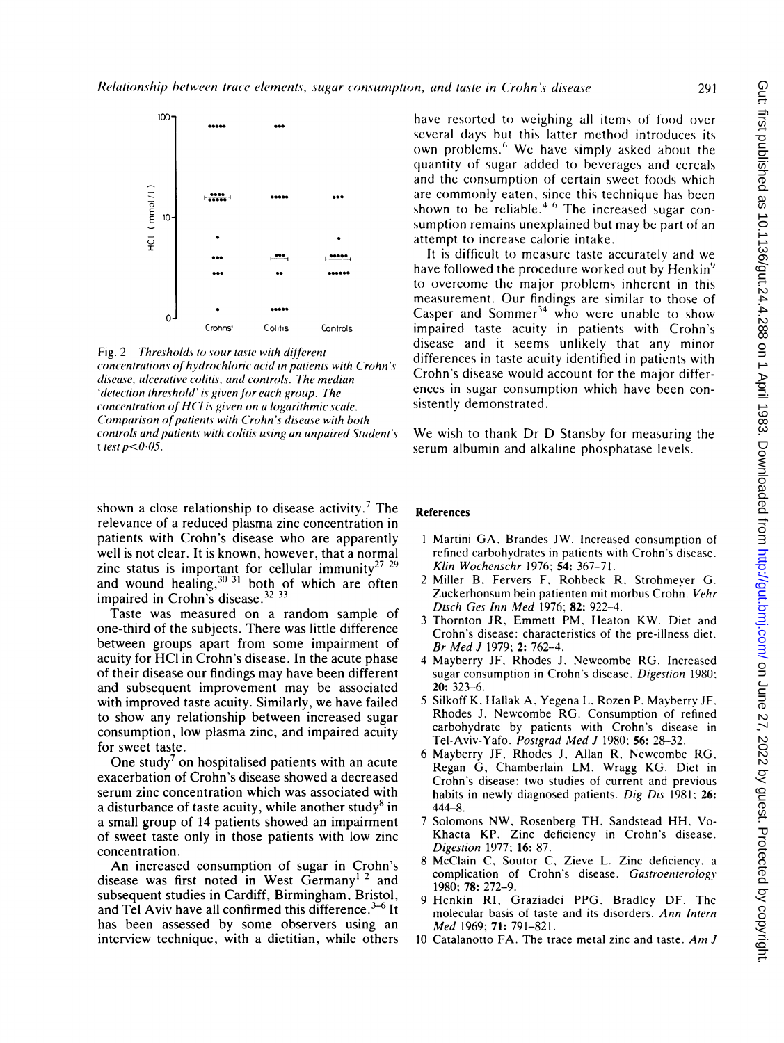Fig. 2 *Thresholds to sour taste with different concentrations of hydrochloric acid in patients with Crohn's disease, ulcerative colitis, and controls. The median 'detection threshold' is given for each group. The concentration of HCl is given on a logarithmic scale. Comparison of patients with Crohn's disease with both controls and patients with colitis using an unpaired Student's t test p<0·05.*

shown a close relationship to disease activity.[7] The relevance of a reduced plasma zinc concentration in patients with Crohn's disease who are apparently well is not clear. It is known, however, that a normal zinc status is important for cellular immunity[27–29] and wound healing,[30 31] both of which are often impaired in Crohn's disease.[32 33]

Taste was measured on a random sample of one-third of the subjects. There was little difference between groups apart from some impairment of acuity for HCl in Crohn's disease. In the acute phase of their disease our findings may have been different and subsequent improvement may be associated with improved taste acuity. Similarly, we have failed to show any relationship between increased sugar consumption, low plasma zinc, and impaired acuity for sweet taste.

One study[7] on hospitalised patients with an acute exacerbation of Crohn's disease showed a decreased serum zinc concentration which was associated with a disturbance of taste acuity, while another study[8] in a small group of 14 patients showed an impairment of sweet taste only in those patients with low zinc concentration.

An increased consumption of sugar in Crohn's disease was first noted in West Germany[1 2] and subsequent studies in Cardiff, Birmingham, Bristol, and Tel Aviv have all confirmed this difference.[3–6] It has been assessed by some observers using an interview technique, with a dietitian, while others have resorted to weighing all items of food over several days but this latter method introduces its own problems.[6] We have simply asked about the quantity of sugar added to beverages and cereals and the consumption of certain sweet foods which are commonly eaten, since this technique has been shown to be reliable.[4 6] The increased sugar consumption remains unexplained but may be part of an attempt to increase calorie intake.

It is difficult to measure taste accurately and we have followed the procedure worked out by Henkin[9] to overcome the major problems inherent in this measurement. Our findings are similar to those of Casper and Sommer[34] who were unable to show impaired taste acuity in patients with Crohn's disease and it seems unlikely that any minor differences in taste acuity identified in patients with Crohn's disease would account for the major differences in sugar consumption which have been consistently demonstrated.

We wish to thank Dr D Stansby for measuring the serum albumin and alkaline phosphatase levels.

## References

1 Martini GA, Brandes JW. Increased consumption of refined carbohydrates in patients with Crohn's disease. *Klin Wochenschr* 1976; **54:** 367–71.

2 Miller B, Fervers F, Rohbeck R, Strohmeyer G. Zuckerhonsum bein patienten mit morbus Crohn. *Vehr Dtsch Ges Inn Med* 1976; **82:** 922–4.

3 Thornton JR, Emmett PM, Heaton KW. Diet and Crohn's disease: characteristics of the pre-illness diet. *Br Med J* 1979; **2:** 762–4.

4 Mayberry JF, Rhodes J, Newcombe RG. Increased sugar consumption in Crohn's disease. *Digestion* 1980; **20:** 323–6.

5 Silkoff K, Hallak A, Yegena L, Rozen P, Mayberry JF, Rhodes J, Newcombe RG. Consumption of refined carbohydrate by patients with Crohn's disease in Tel-Aviv-Yafo. *Postgrad Med J* 1980; **56:** 28–32.

6 Mayberry JF, Rhodes J, Allan R, Newcombe RG, Regan G, Chamberlain LM, Wragg KG. Diet in Crohn's disease: two studies of current and previous habits in newly diagnosed patients. *Dig Dis* 1981; **26:** 444–8.

7 Solomons NW, Rosenberg TH, Sandstead HH, Vo-Khacta KP. Zinc deficiency in Crohn's disease. *Digestion* 1977; **16:** 87.

8 McClain C, Soutor C, Zieve L. Zinc deficiency, a complication of Crohn's disease. *Gastroenterology* 1980; **78:** 272–9.

9 Henkin RI, Graziadei PPG, Bradley DF. The molecular basis of taste and its disorders. *Ann Intern Med* 1969; **71:** 791–821.

10 Catalanotto FA. The trace metal zinc and taste. *Am J*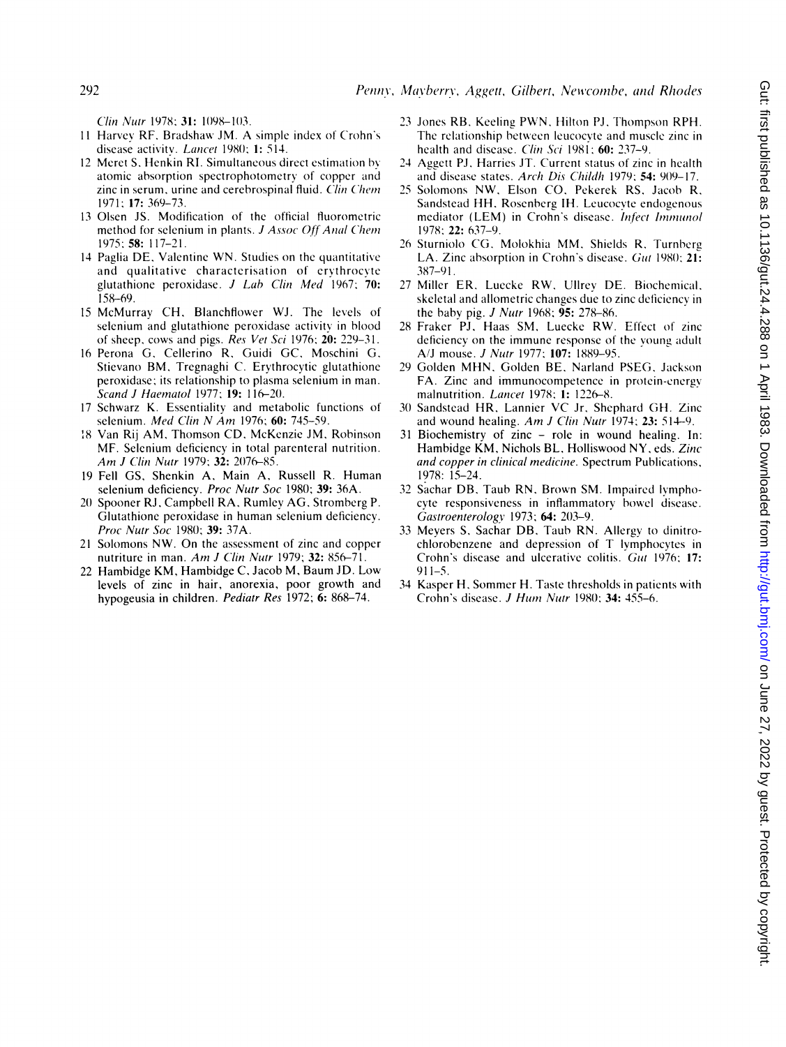Clin Nutr 1978; **31:** 1098–103.

11 Harvey RF, Bradshaw JM. A simple index of Crohn's disease activity. *Lancet* 1980; **1:** 514.

12 Meret S, Henkin RI. Simultaneous direct estimation by atomic absorption spectrophotometry of copper and zinc in serum, urine and cerebrospinal fluid. *Clin Chem* 1971; **17:** 369–73.

13 Olsen JS. Modification of the official fluorometric method for selenium in plants. *J Assoc Off Anal Chem* 1975; **58:** 117–21.

14 Paglia DE, Valentine WN. Studies on the quantitative and qualitative characterisation of erythrocyte glutathione peroxidase. *J Lab Clin Med* 1967; **70:** 158–69.

15 McMurray CH, Blanchflower WJ. The levels of selenium and glutathione peroxidase activity in blood of sheep, cows and pigs. *Res Vet Sci* 1976; **20:** 229–31.

16 Perona G, Cellerino R, Guidi GC, Moschini G, Stievano BM, Tregnaghi C. Erythrocytic glutathione peroxidase; its relationship to plasma selenium in man. *Scand J Haematol* 1977; **19:** 116–20.

17 Schwarz K. Essentiality and metabolic functions of selenium. *Med Clin N Am* 1976; **60:** 745–59.

18 Van Rij AM, Thomson CD, McKenzie JM, Robinson MF. Selenium deficiency in total parenteral nutrition. *Am J Clin Nutr* 1979; **32:** 2076–85.

19 Fell GS, Shenkin A, Main A, Russell R. Human selenium deficiency. *Proc Nutr Soc* 1980; **39:** 36A.

20 Spooner RJ, Campbell RA, Rumley AG, Stromberg P. Glutathione peroxidase in human selenium deficiency. *Proc Nutr Soc* 1980; **39:** 37A.

21 Solomons NW. On the assessment of zinc and copper nutriture in man. *Am J Clin Nutr* 1979; **32:** 856–71.

22 Hambidge KM, Hambidge C, Jacob M, Baum JD. Low levels of zinc in hair, anorexia, poor growth and hypogeusia in children. *Pediatr Res* 1972; **6:** 868–74.

23 Jones RB, Keeling PWN, Hilton PJ, Thompson RPH. The relationship between leucocyte and muscle zinc in health and disease. *Clin Sci* 1981; **60:** 237–9.

24 Aggett PJ, Harries JT. Current status of zinc in health and disease states. *Arch Dis Childh* 1979; **54:** 909–17.

25 Solomons NW, Elson CO, Pekerek RS, Jacob R, Sandstead HH, Rosenberg IH. Leucocyte endogenous mediator (LEM) in Crohn's disease. *Infect Immunol* 1978; **22:** 637–9.

26 Sturniolo CG, Molokhia MM, Shields R, Turnberg LA. Zinc absorption in Crohn's disease. *Gut* 1980; **21:** 387–91.

27 Miller ER, Luecke RW, Ullrey DE. Biochemical, skeletal and allometric changes due to zinc deficiency in the baby pig. *J Nutr* 1968; **95:** 278–86.

28 Fraker PJ, Haas SM, Luecke RW. Effect of zinc deficiency on the immune response of the young adult A/J mouse. *J Nutr* 1977; **107:** 1889–95.

29 Golden MHN, Golden BE, Narland PSEG, Jackson FA. Zinc and immunocompetence in protein-energy malnutrition. *Lancet* 1978; **1:** 1226–8.

30 Sandstead HR, Lannier VC Jr, Shephard GH. Zinc and wound healing. *Am J Clin Nutr* 1974; **23:** 514–9.

31 Biochemistry of zinc – role in wound healing. In: Hambidge KM, Nichols BL, Holliswood NY, eds. *Zinc and copper in clinical medicine.* Spectrum Publications, 1978: 15–24.

32 Sachar DB, Taub RN, Brown SM. Impaired lymphocyte responsiveness in inflammatory bowel disease. *Gastroenterology* 1973; **64:** 203–9.

33 Meyers S, Sachar DB, Taub RN. Allergy to dinitrochlorobenzene and depression of T lymphocytes in Crohn's disease and ulcerative colitis. *Gut* 1976; **17:** 911–5.

34 Kasper H, Sommer H. Taste thresholds in patients with Crohn's disease. *J Hum Nutr* 1980; **34:** 455–6.